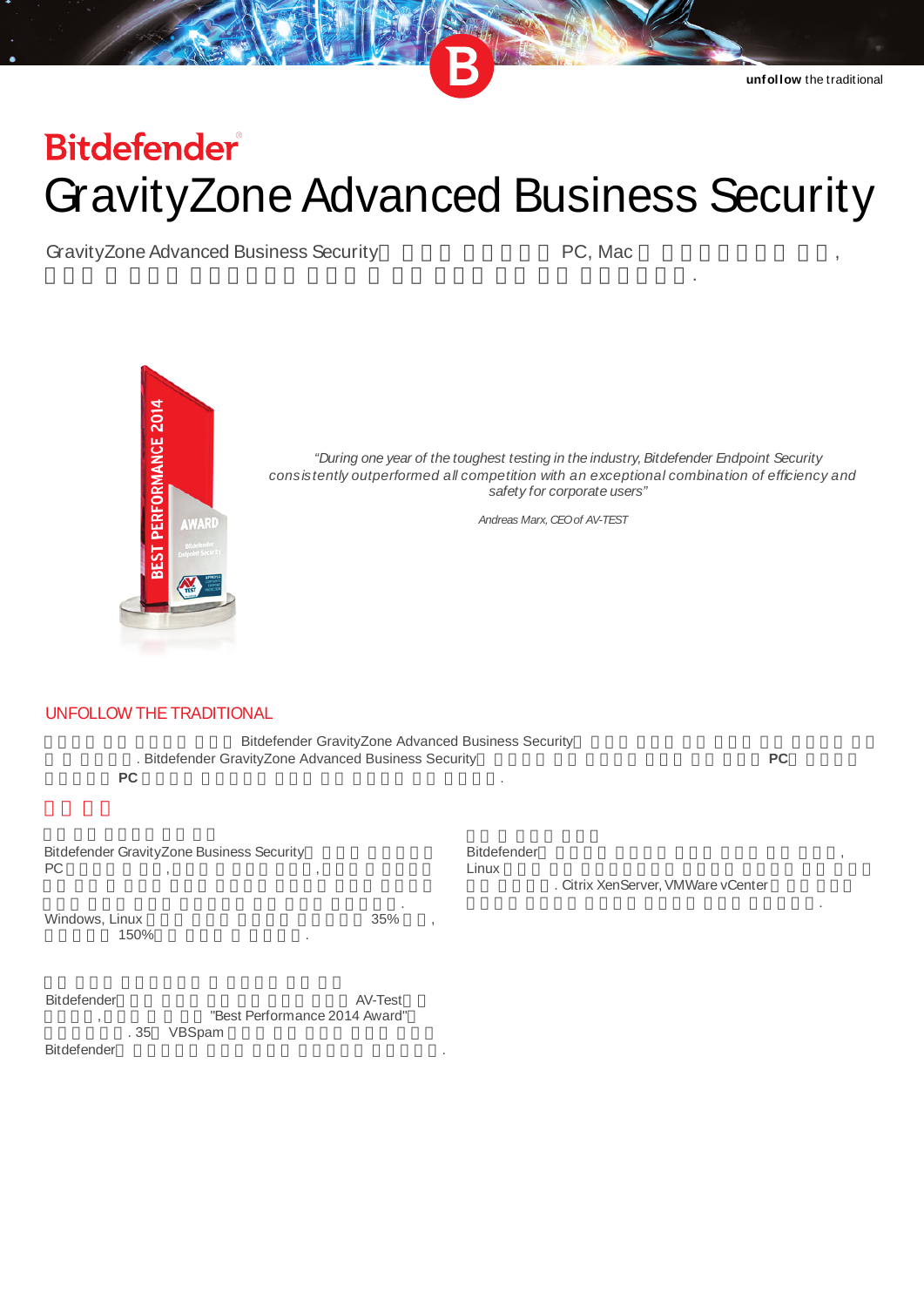unfollow the traditional

# Bitdefender

# GravityZone Advanced Business Security

GravityZone Advanced Business Security PC, Mac ,

.

*"During one year of the toughest testing in the industry, Bitdefender Endpoint Security consistently outperformed all competition with an exceptional combination of efficiency and safety for corporate users"*

*Andreas Marx, CEO of AV-TEST*

## UNFOLLOW THE TRADITIONAL

Bitdefender GravityZone Advanced Business Security . Bitdefender GravityZone Advanced Business Security **PC** **PC** .

Bitdefender GravityZone Business Security PC , , .

Windows, Linux 35% , 150% .

Bitdefender AV-Test , "Best Performance 2014 Award" . 35 VBSpam Bitdefender .

Bitdefender , Linux . Citrix XenServer, VMWare vCenter .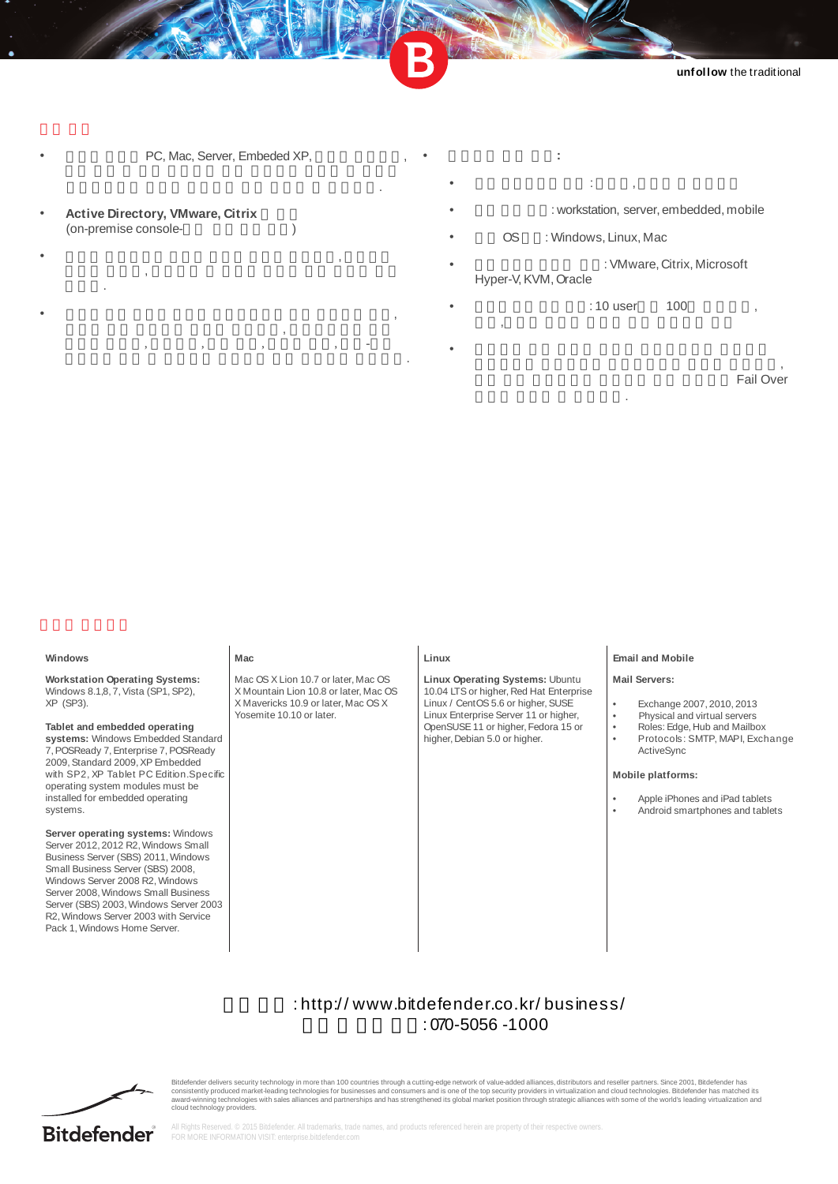- PC, Mac, Server, Embeded XP, ,

.

- **Active Directory, VMware, Citrix**
  (on-premise console- )

- ,
  ,
  .

- ,
  ,
  , , , , -
  .

- :
  - : , ,
  - : workstation, server, embedded, mobile
  - OS : Windows, Linux, Mac
  - : VMware, Citrix, Microsoft Hyper-V, KVM, Oracle
  - : 10 user 100 ,
    ,
  - ,
    Fail Over
    .

| Windows | Mac | Linux | Email and Mobile |
|---|---|---|---|
| **Workstation Operating Systems:** Windows 8.1,8, 7, Vista (SP1, SP2), XP (SP3).<br><br>**Tablet and embedded operating systems:** Windows Embedded Standard 7, POSReady 7, Enterprise 7, POSReady 2009, Standard 2009, XP Embedded with SP2, XP Tablet PC Edition.Specific operating system modules must be installed for embedded operating systems.<br><br>**Server operating systems:** Windows Server 2012, 2012 R2, Windows Small Business Server (SBS) 2011, Windows Small Business Server (SBS) 2008, Windows Server 2008 R2, Windows Server 2008, Windows Small Business Server (SBS) 2003, Windows Server 2003 R2, Windows Server 2003 with Service Pack 1, Windows Home Server. | Mac OS X Lion 10.7 or later, Mac OS X Mountain Lion 10.8 or later, Mac OS X Mavericks 10.9 or later, Mac OS X Yosemite 10.10 or later. | **Linux Operating Systems:** Ubuntu 10.04 LTS or higher, Red Hat Enterprise Linux / CentOS 5.6 or higher, SUSE Linux Enterprise Server 11 or higher, OpenSUSE 11 or higher, Fedora 15 or higher, Debian 5.0 or higher. | **Mail Servers:**<br>• Exchange 2007, 2010, 2013<br>• Physical and virtual servers<br>• Roles: Edge, Hub and Mailbox<br>• Protocols: SMTP, MAPI, Exchange ActiveSync<br><br>**Mobile platforms:**<br>• Apple iPhones and iPad tablets<br>• Android smartphones and tablets |

: http://www.bitdefender.co.kr/business/

: 070-5056 -1000

Bitdefender delivers security technology in more than 100 countries through a cutting-edge network of value-added alliances, distributors and reseller partners. Since 2001, Bitdefender has consistently produced market-leading technologies for businesses and consumers and is one of the top security providers in virtualization and cloud technologies. Bitdefender has matched its award-winning technologies with sales alliances and partnerships and has strengthened its global market position through strategic alliances with some of the world's leading virtualization and cloud technology providers.

All Rights Reserved. © 2015 Bitdefender. All trademarks, trade names, and products referenced herein are property of their respective owners.
FOR MORE INFORMATION VISIT: enterprise.bitdefender.com